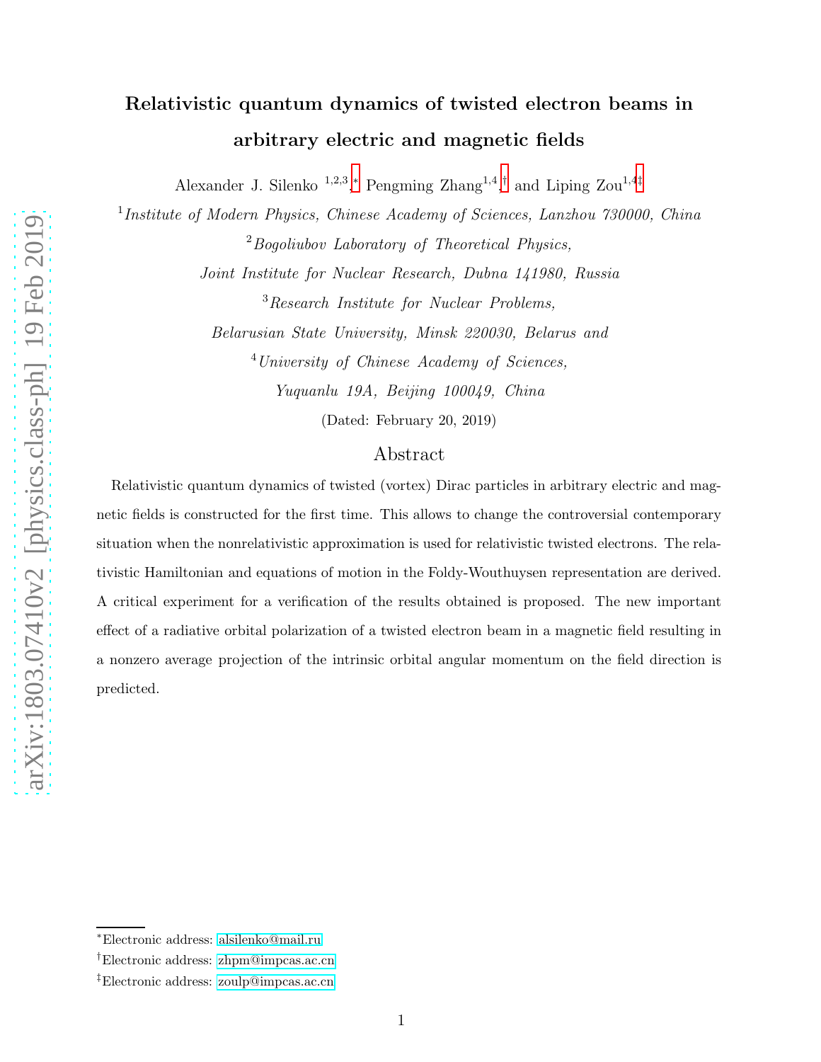# Relativistic quantum dynamics of twisted electron beams in arbitrary electric and magnetic fields

Alexander J. Silenko [1,2,3,*], Pengming Zhang [1,4,†] and Liping Zou [1,4,‡]

[1] *Institute of Modern Physics, Chinese Academy of Sciences, Lanzhou 730000, China*

[2] *Bogoliubov Laboratory of Theoretical Physics, Joint Institute for Nuclear Research, Dubna 141980, Russia*

[3] *Research Institute for Nuclear Problems, Belarusian State University, Minsk 220030, Belarus and*

[4] *University of Chinese Academy of Sciences, Yuquanlu 19A, Beijing 100049, China*

(Dated: February 20, 2019)

## Abstract

Relativistic quantum dynamics of twisted (vortex) Dirac particles in arbitrary electric and magnetic fields is constructed for the first time. This allows to change the controversial contemporary situation when the nonrelativistic approximation is used for relativistic twisted electrons. The relativistic Hamiltonian and equations of motion in the Foldy-Wouthuysen representation are derived. A critical experiment for a verification of the results obtained is proposed. The new important effect of a radiative orbital polarization of a twisted electron beam in a magnetic field resulting in a nonzero average projection of the intrinsic orbital angular momentum on the field direction is predicted.

---

*Electronic address: alsilenko@mail.ru

†Electronic address: zhpm@impcas.ac.cn

‡Electronic address: zoulp@impcas.ac.cn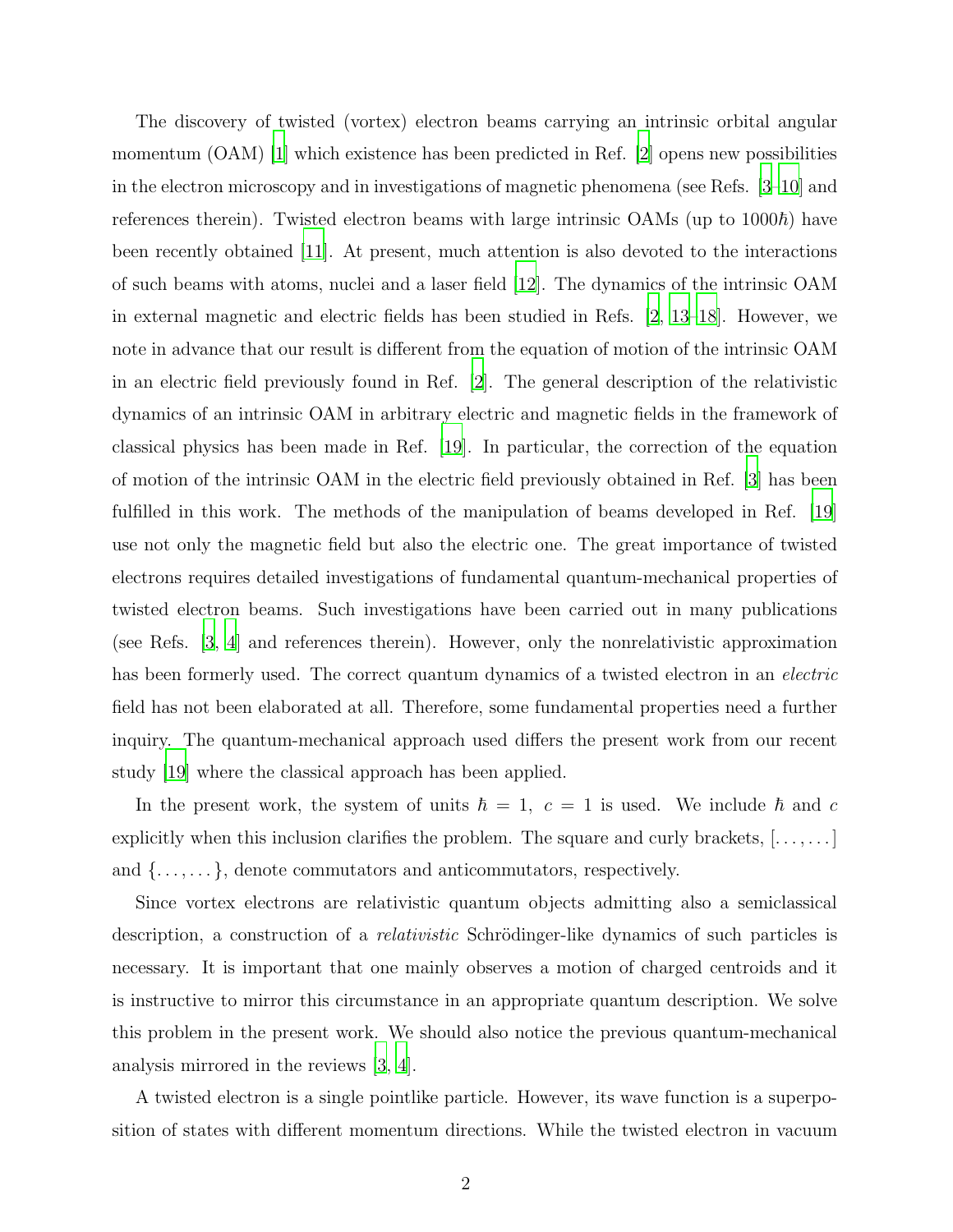The discovery of twisted (vortex) electron beams carrying an intrinsic orbital angular momentum (OAM) [1] which existence has been predicted in Ref. [2] opens new possibilities in the electron microscopy and in investigations of magnetic phenomena (see Refs. [3–10] and references therein). Twisted electron beams with large intrinsic OAMs (up to $1000\hbar$) have been recently obtained [11]. At present, much attention is also devoted to the interactions of such beams with atoms, nuclei and a laser field [12]. The dynamics of the intrinsic OAM in external magnetic and electric fields has been studied in Refs. [2, 13–18]. However, we note in advance that our result is different from the equation of motion of the intrinsic OAM in an electric field previously found in Ref. [2]. The general description of the relativistic dynamics of an intrinsic OAM in arbitrary electric and magnetic fields in the framework of classical physics has been made in Ref. [19]. In particular, the correction of the equation of motion of the intrinsic OAM in the electric field previously obtained in Ref. [3] has been fulfilled in this work. The methods of the manipulation of beams developed in Ref. [19] use not only the magnetic field but also the electric one. The great importance of twisted electrons requires detailed investigations of fundamental quantum-mechanical properties of twisted electron beams. Such investigations have been carried out in many publications (see Refs. [3, 4] and references therein). However, only the nonrelativistic approximation has been formerly used. The correct quantum dynamics of a twisted electron in an *electric* field has not been elaborated at all. Therefore, some fundamental properties need a further inquiry. The quantum-mechanical approach used differs the present work from our recent study [19] where the classical approach has been applied.

In the present work, the system of units $\hbar = 1,\ c = 1$ is used. We include $\hbar$ and $c$ explicitly when this inclusion clarifies the problem. The square and curly brackets, $[\dots,\dots]$ and $\{\dots,\dots\}$, denote commutators and anticommutators, respectively.

Since vortex electrons are relativistic quantum objects admitting also a semiclassical description, a construction of a *relativistic* Schrödinger-like dynamics of such particles is necessary. It is important that one mainly observes a motion of charged centroids and it is instructive to mirror this circumstance in an appropriate quantum description. We solve this problem in the present work. We should also notice the previous quantum-mechanical analysis mirrored in the reviews [3, 4].

A twisted electron is a single pointlike particle. However, its wave function is a superposition of states with different momentum directions. While the twisted electron in vacuum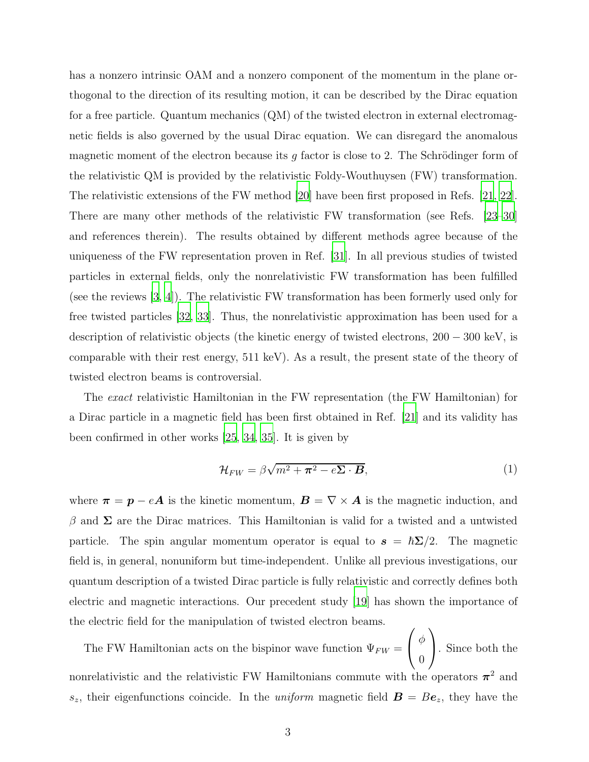has a nonzero intrinsic OAM and a nonzero component of the momentum in the plane orthogonal to the direction of its resulting motion, it can be described by the Dirac equation for a free particle. Quantum mechanics (QM) of the twisted electron in external electromagnetic fields is also governed by the usual Dirac equation. We can disregard the anomalous magnetic moment of the electron because its $g$ factor is close to 2. The Schrödinger form of the relativistic QM is provided by the relativistic Foldy-Wouthuysen (FW) transformation. The relativistic extensions of the FW method [20] have been first proposed in Refs. [21, 22]. There are many other methods of the relativistic FW transformation (see Refs. [23–30] and references therein). The results obtained by different methods agree because of the uniqueness of the FW representation proven in Ref. [31]. In all previous studies of twisted particles in external fields, only the nonrelativistic FW transformation has been fulfilled (see the reviews [3, 4]). The relativistic FW transformation has been formerly used only for free twisted particles [32, 33]. Thus, the nonrelativistic approximation has been used for a description of relativistic objects (the kinetic energy of twisted electrons, $200-300$ keV, is comparable with their rest energy, 511 keV). As a result, the present state of the theory of twisted electron beams is controversial.

The *exact* relativistic Hamiltonian in the FW representation (the FW Hamiltonian) for a Dirac particle in a magnetic field has been first obtained in Ref. [21] and its validity has been confirmed in other works [25, 34, 35]. It is given by

$$\mathcal{H}_{FW} = \beta\sqrt{m^2 + \boldsymbol{\pi}^2 - e\boldsymbol{\Sigma}\cdot\boldsymbol{B}}, \tag{1}$$

where $\boldsymbol{\pi} = \boldsymbol{p} - e\boldsymbol{A}$ is the kinetic momentum, $\boldsymbol{B} = \nabla\times\boldsymbol{A}$ is the magnetic induction, and $\beta$ and $\boldsymbol{\Sigma}$ are the Dirac matrices. This Hamiltonian is valid for a twisted and a untwisted particle. The spin angular momentum operator is equal to $\boldsymbol{s} = \hbar\boldsymbol{\Sigma}/2$. The magnetic field is, in general, nonuniform but time-independent. Unlike all previous investigations, our quantum description of a twisted Dirac particle is fully relativistic and correctly defines both electric and magnetic interactions. Our precedent study [19] has shown the importance of the electric field for the manipulation of twisted electron beams.

The FW Hamiltonian acts on the bispinor wave function $\Psi_{FW} = \begin{pmatrix} \phi \\ 0 \end{pmatrix}$. Since both the nonrelativistic and the relativistic FW Hamiltonians commute with the operators $\boldsymbol{\pi}^2$ and $s_z$, their eigenfunctions coincide. In the *uniform* magnetic field $\boldsymbol{B} = B\boldsymbol{e}_z$, they have the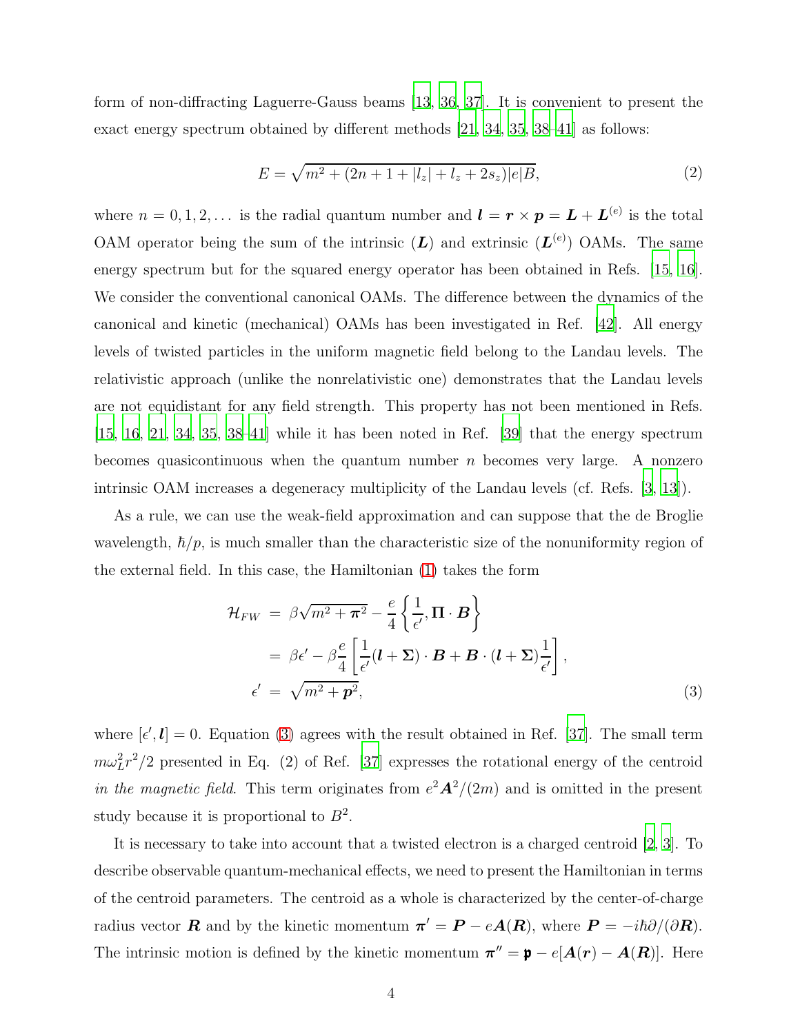form of non-diffracting Laguerre-Gauss beams [13, 36, 37]. It is convenient to present the exact energy spectrum obtained by different methods [21, 34, 35, 38–41] as follows:

$$E=\sqrt{m^2+(2n+1+|l_z|+l_z+2s_z)|e|B}, \tag{2}$$

where $n=0,1,2,\dots$ is the radial quantum number and $\boldsymbol{l}=\boldsymbol{r}\times\boldsymbol{p}=\boldsymbol{L}+\boldsymbol{L}^{(e)}$ is the total OAM operator being the sum of the intrinsic ($\boldsymbol{L}$) and extrinsic ($\boldsymbol{L}^{(e)}$) OAMs. The same energy spectrum but for the squared energy operator has been obtained in Refs. [15, 16]. We consider the conventional canonical OAMs. The difference between the dynamics of the canonical and kinetic (mechanical) OAMs has been investigated in Ref. [42]. All energy levels of twisted particles in the uniform magnetic field belong to the Landau levels. The relativistic approach (unlike the nonrelativistic one) demonstrates that the Landau levels are not equidistant for any field strength. This property has not been mentioned in Refs. [15, 16, 21, 34, 35, 38–41] while it has been noted in Ref. [39] that the energy spectrum becomes quasicontinuous when the quantum number $n$ becomes very large. A nonzero intrinsic OAM increases a degeneracy multiplicity of the Landau levels (cf. Refs. [3, 13]).

As a rule, we can use the weak-field approximation and can suppose that the de Broglie wavelength, $\hbar/p$, is much smaller than the characteristic size of the nonuniformity region of the external field. In this case, the Hamiltonian (1) takes the form

$$\begin{aligned}
\mathcal{H}_{FW} &= \beta\sqrt{m^2+\boldsymbol{\pi}^2}-\frac{e}{4}\left\{\frac{1}{\epsilon'},\boldsymbol{\Pi}\cdot\boldsymbol{B}\right\}\\
&= \beta\epsilon'-\beta\frac{e}{4}\left[\frac{1}{\epsilon'}(\boldsymbol{l}+\boldsymbol{\Sigma})\cdot\boldsymbol{B}+\boldsymbol{B}\cdot(\boldsymbol{l}+\boldsymbol{\Sigma})\frac{1}{\epsilon'}\right],\\
\epsilon' &= \sqrt{m^2+\boldsymbol{p}^2},
\end{aligned} \tag{3}$$

where $[\epsilon',\boldsymbol{l}]=0$. Equation (3) agrees with the result obtained in Ref. [37]. The small term $m\omega_L^2r^2/2$ presented in Eq. (2) of Ref. [37] expresses the rotational energy of the centroid *in the magnetic field*. This term originates from $e^2\boldsymbol{A}^2/(2m)$ and is omitted in the present study because it is proportional to $B^2$.

It is necessary to take into account that a twisted electron is a charged centroid [2, 3]. To describe observable quantum-mechanical effects, we need to present the Hamiltonian in terms of the centroid parameters. The centroid as a whole is characterized by the center-of-charge radius vector $\boldsymbol{R}$ and by the kinetic momentum $\boldsymbol{\pi}'=\boldsymbol{P}-e\boldsymbol{A}(\boldsymbol{R})$, where $\boldsymbol{P}=-i\hbar\partial/(\partial\boldsymbol{R})$. The intrinsic motion is defined by the kinetic momentum $\boldsymbol{\pi}''=\mathfrak{p}-e[\boldsymbol{A}(\boldsymbol{r})-\boldsymbol{A}(\boldsymbol{R})]$. Here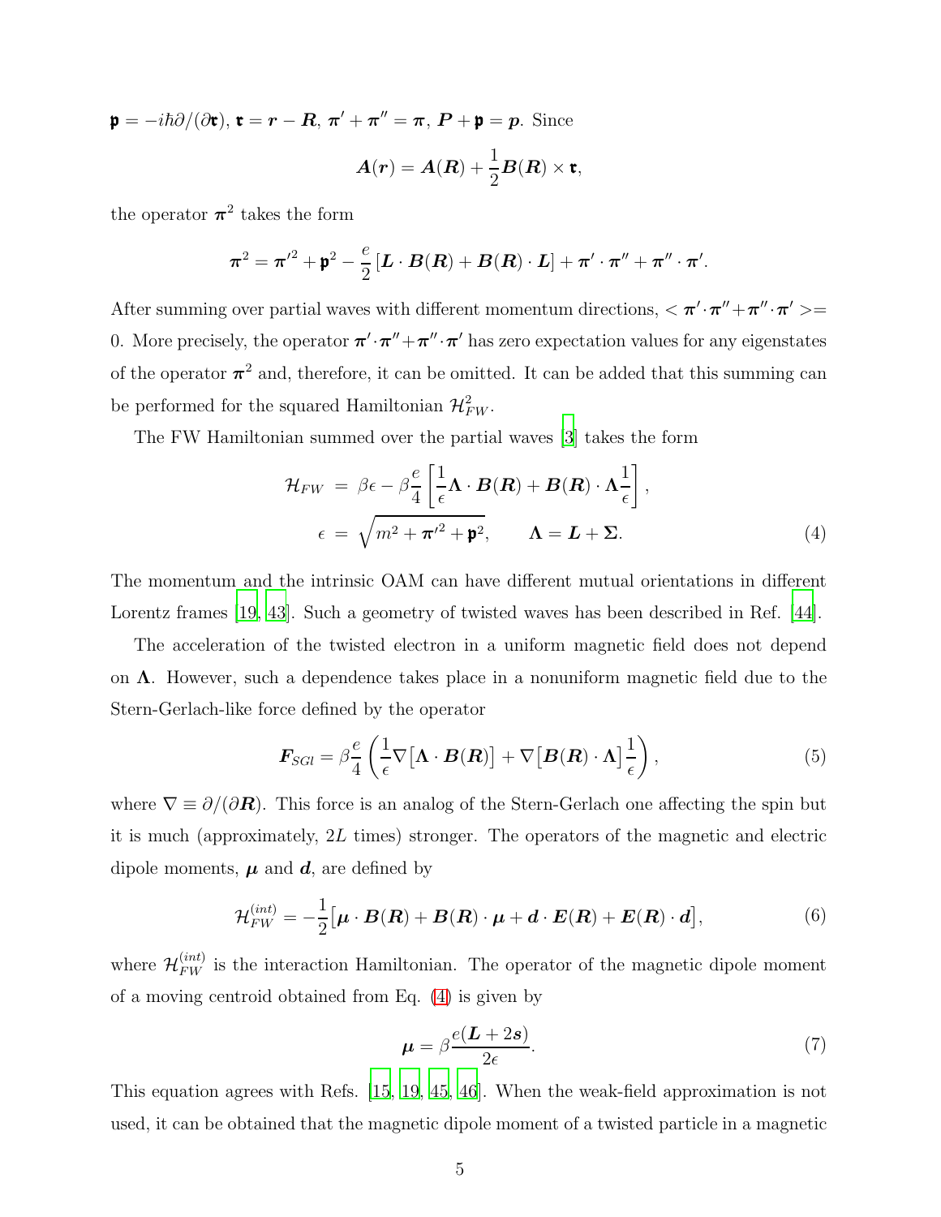$\mathfrak{p} = -i\hbar\partial/(\partial\mathfrak{r})$, $\mathfrak{r} = \boldsymbol{r} - \boldsymbol{R}$, $\boldsymbol{\pi}' + \boldsymbol{\pi}'' = \boldsymbol{\pi}$, $\boldsymbol{P} + \mathfrak{p} = \boldsymbol{p}$. Since

$$\boldsymbol{A}(\boldsymbol{r}) = \boldsymbol{A}(\boldsymbol{R}) + \frac{1}{2}\boldsymbol{B}(\boldsymbol{R}) \times \mathfrak{r},$$

the operator $\boldsymbol{\pi}^2$ takes the form

$$\boldsymbol{\pi}^2 = \boldsymbol{\pi}'^2 + \mathfrak{p}^2 - \frac{e}{2}\left[\boldsymbol{L}\cdot\boldsymbol{B}(\boldsymbol{R}) + \boldsymbol{B}(\boldsymbol{R})\cdot\boldsymbol{L}\right] + \boldsymbol{\pi}'\cdot\boldsymbol{\pi}'' + \boldsymbol{\pi}''\cdot\boldsymbol{\pi}'.$$

After summing over partial waves with different momentum directions, $<\boldsymbol{\pi}'\cdot\boldsymbol{\pi}''+\boldsymbol{\pi}''\cdot\boldsymbol{\pi}'>=0$. More precisely, the operator $\boldsymbol{\pi}'\cdot\boldsymbol{\pi}''+\boldsymbol{\pi}''\cdot\boldsymbol{\pi}'$ has zero expectation values for any eigenstates of the operator $\boldsymbol{\pi}^2$ and, therefore, it can be omitted. It can be added that this summing can be performed for the squared Hamiltonian $\mathcal{H}_{FW}^2$.

The FW Hamiltonian summed over the partial waves [3] takes the form

$$\begin{aligned}
\mathcal{H}_{FW} &= \beta\epsilon - \beta\frac{e}{4}\left[\frac{1}{\epsilon}\boldsymbol{\Lambda}\cdot\boldsymbol{B}(\boldsymbol{R}) + \boldsymbol{B}(\boldsymbol{R})\cdot\boldsymbol{\Lambda}\frac{1}{\epsilon}\right],\\
\epsilon &= \sqrt{m^2 + \boldsymbol{\pi}'^2 + \mathfrak{p}^2}, \qquad \boldsymbol{\Lambda} = \boldsymbol{L} + \boldsymbol{\Sigma}.
\end{aligned} \tag{4}$$

The momentum and the intrinsic OAM can have different mutual orientations in different Lorentz frames [19, 43]. Such a geometry of twisted waves has been described in Ref. [44].

The acceleration of the twisted electron in a uniform magnetic field does not depend on $\boldsymbol{\Lambda}$. However, such a dependence takes place in a nonuniform magnetic field due to the Stern-Gerlach-like force defined by the operator

$$\boldsymbol{F}_{SGl} = \beta\frac{e}{4}\left(\frac{1}{\epsilon}\nabla\big[\boldsymbol{\Lambda}\cdot\boldsymbol{B}(\boldsymbol{R})\big] + \nabla\big[\boldsymbol{B}(\boldsymbol{R})\cdot\boldsymbol{\Lambda}\big]\frac{1}{\epsilon}\right), \tag{5}$$

where $\nabla \equiv \partial/(\partial\boldsymbol{R})$. This force is an analog of the Stern-Gerlach one affecting the spin but it is much (approximately, $2L$ times) stronger. The operators of the magnetic and electric dipole moments, $\boldsymbol{\mu}$ and $\boldsymbol{d}$, are defined by

$$\mathcal{H}_{FW}^{(int)} = -\frac{1}{2}\big[\boldsymbol{\mu}\cdot\boldsymbol{B}(\boldsymbol{R}) + \boldsymbol{B}(\boldsymbol{R})\cdot\boldsymbol{\mu} + \boldsymbol{d}\cdot\boldsymbol{E}(\boldsymbol{R}) + \boldsymbol{E}(\boldsymbol{R})\cdot\boldsymbol{d}\big], \tag{6}$$

where $\mathcal{H}_{FW}^{(int)}$ is the interaction Hamiltonian. The operator of the magnetic dipole moment of a moving centroid obtained from Eq. (4) is given by

$$\boldsymbol{\mu} = \beta\frac{e(\boldsymbol{L} + 2\boldsymbol{s})}{2\epsilon}. \tag{7}$$

This equation agrees with Refs. [15, 19, 45, 46]. When the weak-field approximation is not used, it can be obtained that the magnetic dipole moment of a twisted particle in a magnetic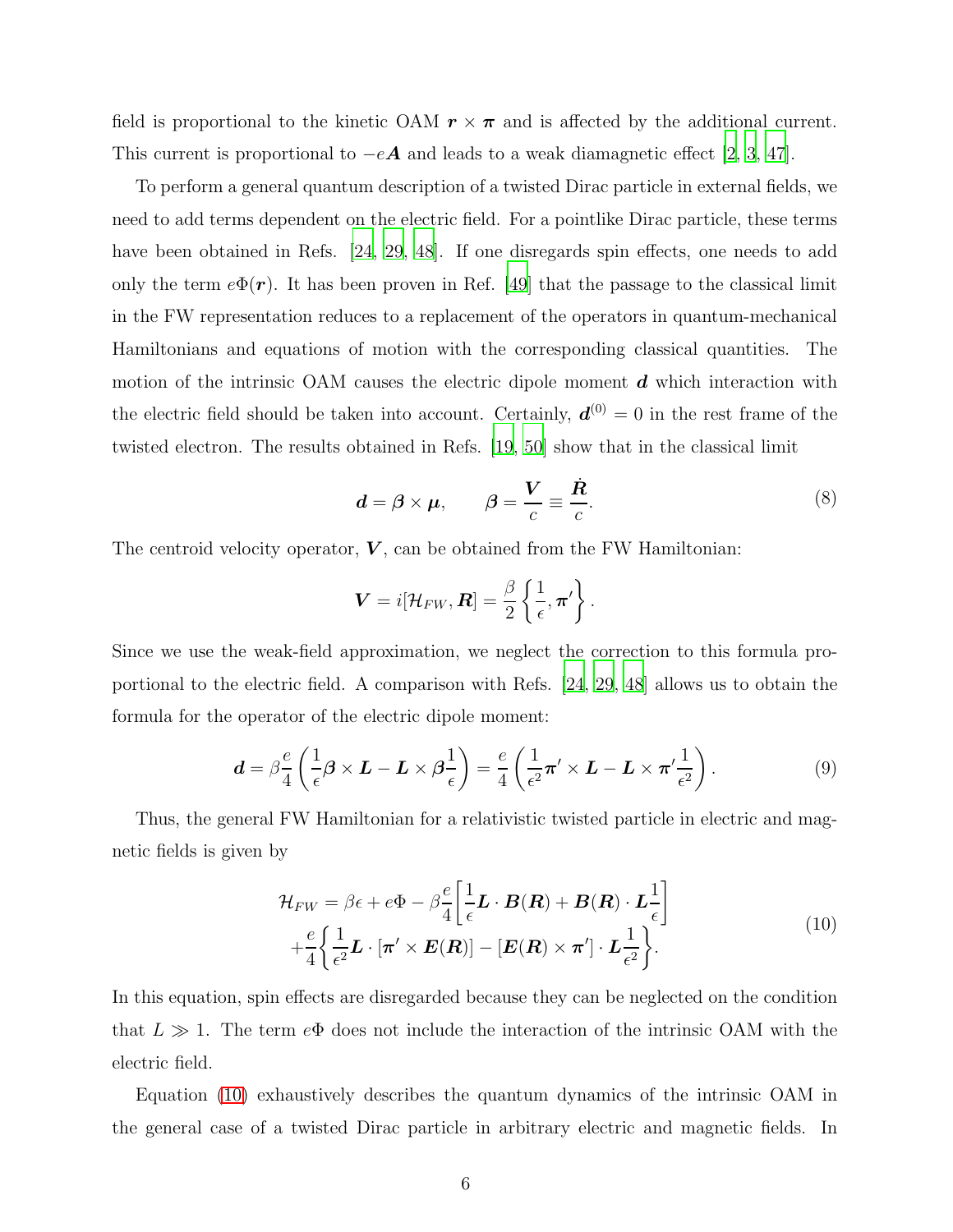field is proportional to the kinetic OAM $\boldsymbol{r}\times\boldsymbol{\pi}$ and is affected by the additional current. This current is proportional to $-e\boldsymbol{A}$ and leads to a weak diamagnetic effect [2, 3, 47].

To perform a general quantum description of a twisted Dirac particle in external fields, we need to add terms dependent on the electric field. For a pointlike Dirac particle, these terms have been obtained in Refs. [24, 29, 48]. If one disregards spin effects, one needs to add only the term $e\Phi(\boldsymbol{r})$. It has been proven in Ref. [49] that the passage to the classical limit in the FW representation reduces to a replacement of the operators in quantum-mechanical Hamiltonians and equations of motion with the corresponding classical quantities. The motion of the intrinsic OAM causes the electric dipole moment $\boldsymbol{d}$ which interaction with the electric field should be taken into account. Certainly, $\boldsymbol{d}^{(0)}=0$ in the rest frame of the twisted electron. The results obtained in Refs. [19, 50] show that in the classical limit

$$
\boldsymbol{d}=\boldsymbol{\beta}\times\boldsymbol{\mu},\qquad \boldsymbol{\beta}=\frac{\boldsymbol{V}}{c}\equiv\frac{\dot{\boldsymbol{R}}}{c}. \tag{8}
$$

The centroid velocity operator, $\boldsymbol{V}$, can be obtained from the FW Hamiltonian:

$$
\boldsymbol{V}=i[\mathcal{H}_{FW},\boldsymbol{R}]=\frac{\beta}{2}\left\{\frac{1}{\epsilon},\boldsymbol{\pi}'\right\}.
$$

Since we use the weak-field approximation, we neglect the correction to this formula proportional to the electric field. A comparison with Refs. [24, 29, 48] allows us to obtain the formula for the operator of the electric dipole moment:

$$
\boldsymbol{d}=\beta\frac{e}{4}\left(\frac{1}{\epsilon}\boldsymbol{\beta}\times\boldsymbol{L}-\boldsymbol{L}\times\boldsymbol{\beta}\frac{1}{\epsilon}\right)=\frac{e}{4}\left(\frac{1}{\epsilon^2}\boldsymbol{\pi}'\times\boldsymbol{L}-\boldsymbol{L}\times\boldsymbol{\pi}'\frac{1}{\epsilon^2}\right). \tag{9}
$$

Thus, the general FW Hamiltonian for a relativistic twisted particle in electric and magnetic fields is given by

$$
\begin{aligned}
\mathcal{H}_{FW}=\beta\epsilon+e\Phi-\beta\frac{e}{4}\left[\frac{1}{\epsilon}\boldsymbol{L}\cdot\boldsymbol{B}(\boldsymbol{R})+\boldsymbol{B}(\boldsymbol{R})\cdot\boldsymbol{L}\frac{1}{\epsilon}\right]\\
+\frac{e}{4}\left\{\frac{1}{\epsilon^2}\boldsymbol{L}\cdot[\boldsymbol{\pi}'\times\boldsymbol{E}(\boldsymbol{R})]-[\boldsymbol{E}(\boldsymbol{R})\times\boldsymbol{\pi}']\cdot\boldsymbol{L}\frac{1}{\epsilon^2}\right\}.
\end{aligned} \tag{10}
$$

In this equation, spin effects are disregarded because they can be neglected on the condition that $L\gg1$. The term $e\Phi$ does not include the interaction of the intrinsic OAM with the electric field.

Equation (10) exhaustively describes the quantum dynamics of the intrinsic OAM in the general case of a twisted Dirac particle in arbitrary electric and magnetic fields. In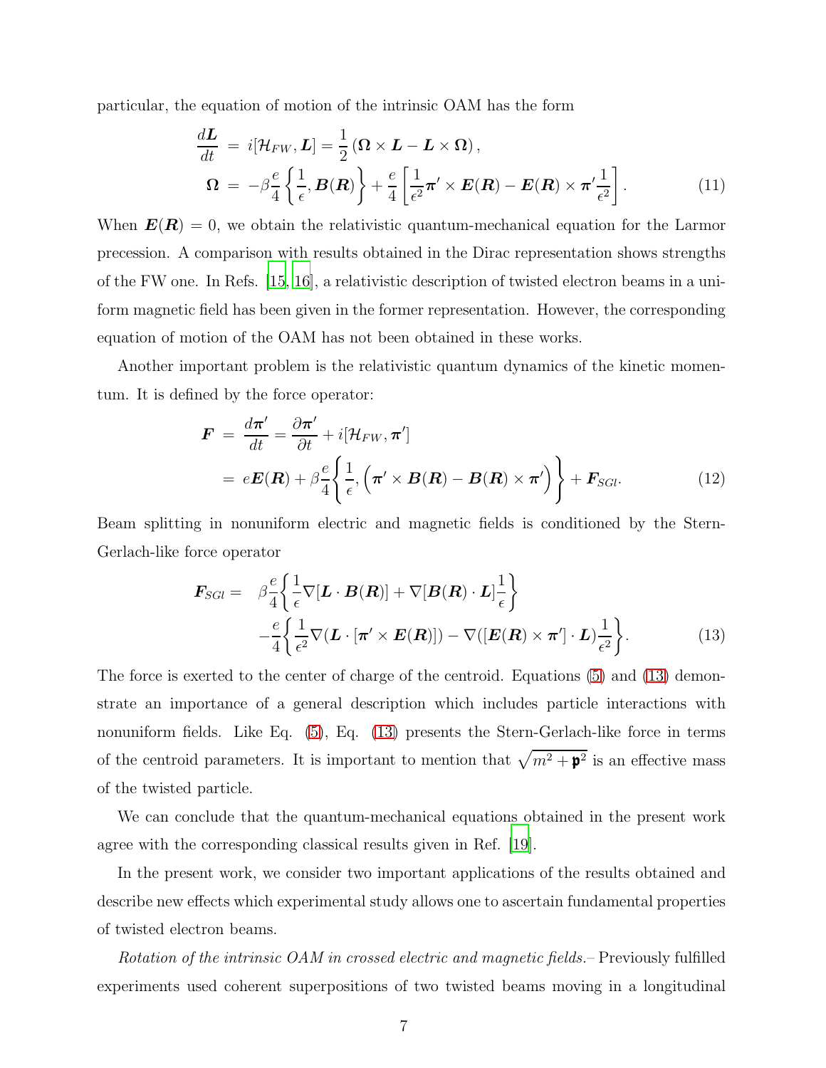particular, the equation of motion of the intrinsic OAM has the form

$$\frac{d\boldsymbol{L}}{dt} = i[\mathcal{H}_{FW},\boldsymbol{L}] = \frac{1}{2}\left(\boldsymbol{\Omega}\times\boldsymbol{L}-\boldsymbol{L}\times\boldsymbol{\Omega}\right),$$
$$\boldsymbol{\Omega} = -\beta\frac{e}{4}\left\{\frac{1}{\epsilon},\boldsymbol{B}(\boldsymbol{R})\right\}+\frac{e}{4}\left[\frac{1}{\epsilon^2}\boldsymbol{\pi}'\times\boldsymbol{E}(\boldsymbol{R})-\boldsymbol{E}(\boldsymbol{R})\times\boldsymbol{\pi}'\frac{1}{\epsilon^2}\right]. \tag{11}$$

When $\boldsymbol{E}(\boldsymbol{R})=0$, we obtain the relativistic quantum-mechanical equation for the Larmor precession. A comparison with results obtained in the Dirac representation shows strengths of the FW one. In Refs. [15, 16], a relativistic description of twisted electron beams in a uniform magnetic field has been given in the former representation. However, the corresponding equation of motion of the OAM has not been obtained in these works.

Another important problem is the relativistic quantum dynamics of the kinetic momentum. It is defined by the force operator:

$$\boldsymbol{F} = \frac{d\boldsymbol{\pi}'}{dt}=\frac{\partial\boldsymbol{\pi}'}{\partial t}+i[\mathcal{H}_{FW},\boldsymbol{\pi}']$$
$$= e\boldsymbol{E}(\boldsymbol{R})+\beta\frac{e}{4}\left\{\frac{1}{\epsilon},\left(\boldsymbol{\pi}'\times\boldsymbol{B}(\boldsymbol{R})-\boldsymbol{B}(\boldsymbol{R})\times\boldsymbol{\pi}'\right)\right\}+\boldsymbol{F}_{SGl}. \tag{12}$$

Beam splitting in nonuniform electric and magnetic fields is conditioned by the Stern-Gerlach-like force operator

$$\boldsymbol{F}_{SGl} = \beta\frac{e}{4}\left\{\frac{1}{\epsilon}\nabla[\boldsymbol{L}\cdot\boldsymbol{B}(\boldsymbol{R})]+\nabla[\boldsymbol{B}(\boldsymbol{R})\cdot\boldsymbol{L}]\frac{1}{\epsilon}\right\}$$
$$-\frac{e}{4}\left\{\frac{1}{\epsilon^2}\nabla(\boldsymbol{L}\cdot[\boldsymbol{\pi}'\times\boldsymbol{E}(\boldsymbol{R})])-\nabla([\boldsymbol{E}(\boldsymbol{R})\times\boldsymbol{\pi}']\cdot\boldsymbol{L})\frac{1}{\epsilon^2}\right\}. \tag{13}$$

The force is exerted to the center of charge of the centroid. Equations (5) and (13) demonstrate an importance of a general description which includes particle interactions with nonuniform fields. Like Eq. (5), Eq. (13) presents the Stern-Gerlach-like force in terms of the centroid parameters. It is important to mention that $\sqrt{m^2+\mathfrak{p}^2}$ is an effective mass of the twisted particle.

We can conclude that the quantum-mechanical equations obtained in the present work agree with the corresponding classical results given in Ref. [19].

In the present work, we consider two important applications of the results obtained and describe new effects which experimental study allows one to ascertain fundamental properties of twisted electron beams.

*Rotation of the intrinsic OAM in crossed electric and magnetic fields.*– Previously fulfilled experiments used coherent superpositions of two twisted beams moving in a longitudinal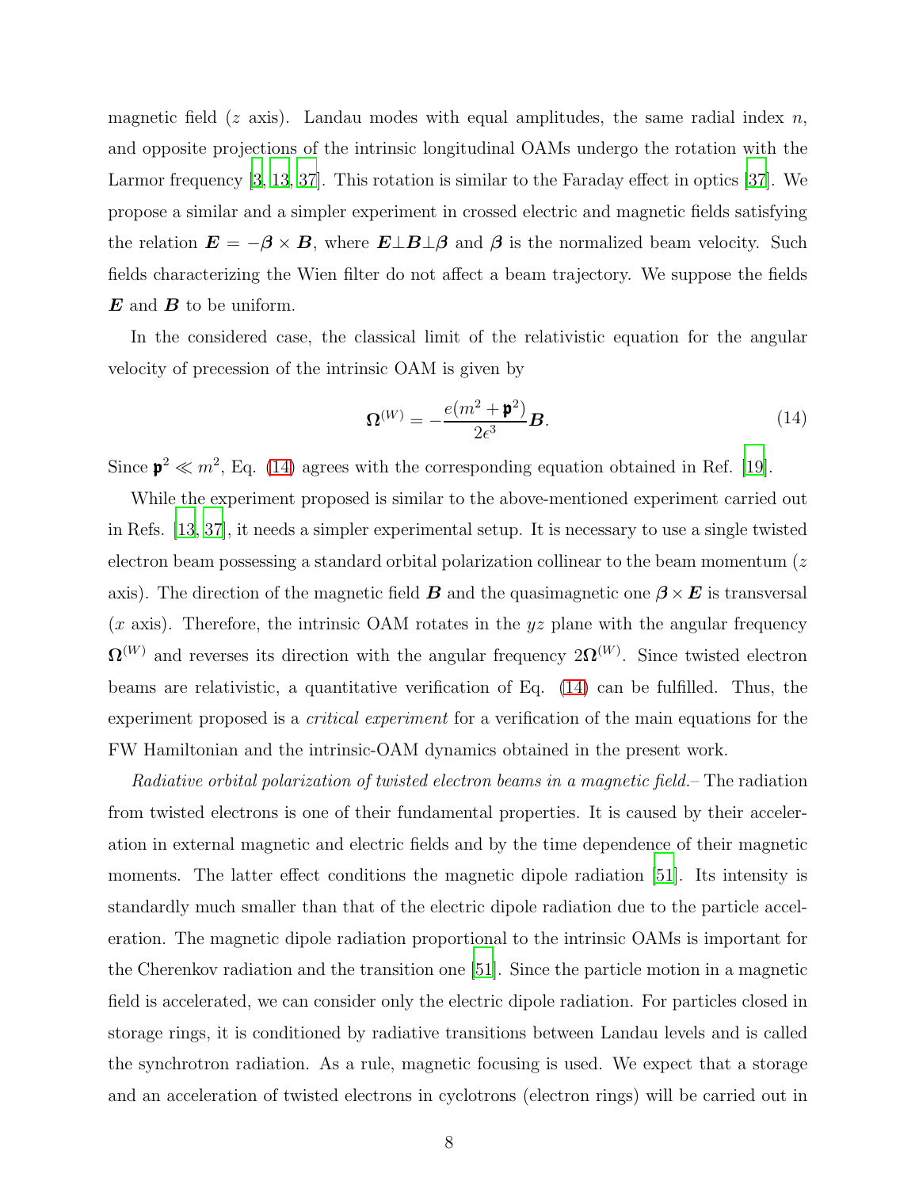magnetic field ($z$ axis). Landau modes with equal amplitudes, the same radial index $n$, and opposite projections of the intrinsic longitudinal OAMs undergo the rotation with the Larmor frequency [3, 13, 37]. This rotation is similar to the Faraday effect in optics [37]. We propose a similar and a simpler experiment in crossed electric and magnetic fields satisfying the relation $\boldsymbol{E} = -\boldsymbol{\beta} \times \boldsymbol{B}$, where $\boldsymbol{E} \perp \boldsymbol{B} \perp \boldsymbol{\beta}$ and $\boldsymbol{\beta}$ is the normalized beam velocity. Such fields characterizing the Wien filter do not affect a beam trajectory. We suppose the fields $\boldsymbol{E}$ and $\boldsymbol{B}$ to be uniform.

In the considered case, the classical limit of the relativistic equation for the angular velocity of precession of the intrinsic OAM is given by

$$\boldsymbol{\Omega}^{(W)} = -\frac{e(m^2 + \mathfrak{p}^2)}{2\epsilon^3}\boldsymbol{B}. \tag{14}$$

Since $\mathfrak{p}^2 \ll m^2$, Eq. (14) agrees with the corresponding equation obtained in Ref. [19].

While the experiment proposed is similar to the above-mentioned experiment carried out in Refs. [13, 37], it needs a simpler experimental setup. It is necessary to use a single twisted electron beam possessing a standard orbital polarization collinear to the beam momentum ($z$ axis). The direction of the magnetic field $\boldsymbol{B}$ and the quasimagnetic one $\boldsymbol{\beta} \times \boldsymbol{E}$ is transversal ($x$ axis). Therefore, the intrinsic OAM rotates in the $yz$ plane with the angular frequency $\boldsymbol{\Omega}^{(W)}$ and reverses its direction with the angular frequency $2\boldsymbol{\Omega}^{(W)}$. Since twisted electron beams are relativistic, a quantitative verification of Eq. (14) can be fulfilled. Thus, the experiment proposed is a *critical experiment* for a verification of the main equations for the FW Hamiltonian and the intrinsic-OAM dynamics obtained in the present work.

*Radiative orbital polarization of twisted electron beams in a magnetic field.*– The radiation from twisted electrons is one of their fundamental properties. It is caused by their acceleration in external magnetic and electric fields and by the time dependence of their magnetic moments. The latter effect conditions the magnetic dipole radiation [51]. Its intensity is standardly much smaller than that of the electric dipole radiation due to the particle acceleration. The magnetic dipole radiation proportional to the intrinsic OAMs is important for the Cherenkov radiation and the transition one [51]. Since the particle motion in a magnetic field is accelerated, we can consider only the electric dipole radiation. For particles closed in storage rings, it is conditioned by radiative transitions between Landau levels and is called the synchrotron radiation. As a rule, magnetic focusing is used. We expect that a storage and an acceleration of twisted electrons in cyclotrons (electron rings) will be carried out in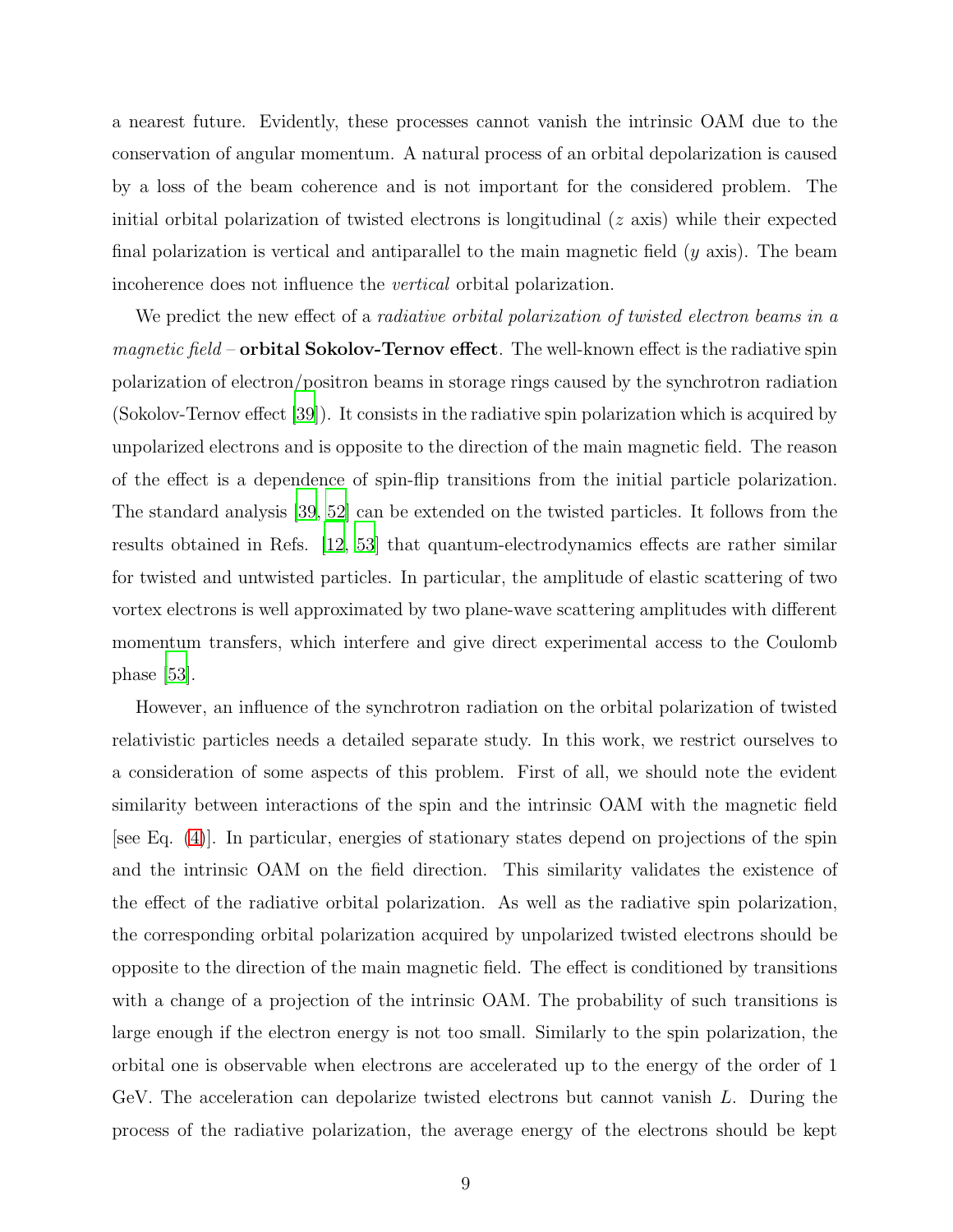a nearest future. Evidently, these processes cannot vanish the intrinsic OAM due to the conservation of angular momentum. A natural process of an orbital depolarization is caused by a loss of the beam coherence and is not important for the considered problem. The initial orbital polarization of twisted electrons is longitudinal ($z$ axis) while their expected final polarization is vertical and antiparallel to the main magnetic field ($y$ axis). The beam incoherence does not influence the *vertical* orbital polarization.

We predict the new effect of a *radiative orbital polarization of twisted electron beams in a magnetic field* – **orbital Sokolov-Ternov effect**. The well-known effect is the radiative spin polarization of electron/positron beams in storage rings caused by the synchrotron radiation (Sokolov-Ternov effect [39]). It consists in the radiative spin polarization which is acquired by unpolarized electrons and is opposite to the direction of the main magnetic field. The reason of the effect is a dependence of spin-flip transitions from the initial particle polarization. The standard analysis [39, 52] can be extended on the twisted particles. It follows from the results obtained in Refs. [12, 53] that quantum-electrodynamics effects are rather similar for twisted and untwisted particles. In particular, the amplitude of elastic scattering of two vortex electrons is well approximated by two plane-wave scattering amplitudes with different momentum transfers, which interfere and give direct experimental access to the Coulomb phase [53].

However, an influence of the synchrotron radiation on the orbital polarization of twisted relativistic particles needs a detailed separate study. In this work, we restrict ourselves to a consideration of some aspects of this problem. First of all, we should note the evident similarity between interactions of the spin and the intrinsic OAM with the magnetic field [see Eq. (4)]. In particular, energies of stationary states depend on projections of the spin and the intrinsic OAM on the field direction. This similarity validates the existence of the effect of the radiative orbital polarization. As well as the radiative spin polarization, the corresponding orbital polarization acquired by unpolarized twisted electrons should be opposite to the direction of the main magnetic field. The effect is conditioned by transitions with a change of a projection of the intrinsic OAM. The probability of such transitions is large enough if the electron energy is not too small. Similarly to the spin polarization, the orbital one is observable when electrons are accelerated up to the energy of the order of 1 GeV. The acceleration can depolarize twisted electrons but cannot vanish $L$. During the process of the radiative polarization, the average energy of the electrons should be kept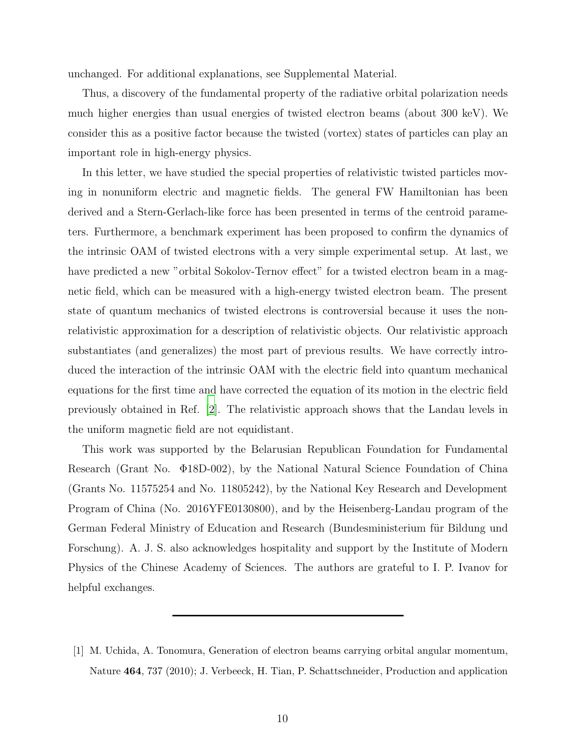unchanged. For additional explanations, see Supplemental Material.

Thus, a discovery of the fundamental property of the radiative orbital polarization needs much higher energies than usual energies of twisted electron beams (about 300 keV). We consider this as a positive factor because the twisted (vortex) states of particles can play an important role in high-energy physics.

In this letter, we have studied the special properties of relativistic twisted particles moving in nonuniform electric and magnetic fields. The general FW Hamiltonian has been derived and a Stern-Gerlach-like force has been presented in terms of the centroid parameters. Furthermore, a benchmark experiment has been proposed to confirm the dynamics of the intrinsic OAM of twisted electrons with a very simple experimental setup. At last, we have predicted a new "orbital Sokolov-Ternov effect" for a twisted electron beam in a magnetic field, which can be measured with a high-energy twisted electron beam. The present state of quantum mechanics of twisted electrons is controversial because it uses the nonrelativistic approximation for a description of relativistic objects. Our relativistic approach substantiates (and generalizes) the most part of previous results. We have correctly introduced the interaction of the intrinsic OAM with the electric field into quantum mechanical equations for the first time and have corrected the equation of its motion in the electric field previously obtained in Ref. [2]. The relativistic approach shows that the Landau levels in the uniform magnetic field are not equidistant.

This work was supported by the Belarusian Republican Foundation for Fundamental Research (Grant No. Φ18D-002), by the National Natural Science Foundation of China (Grants No. 11575254 and No. 11805242), by the National Key Research and Development Program of China (No. 2016YFE0130800), and by the Heisenberg-Landau program of the German Federal Ministry of Education and Research (Bundesministerium für Bildung und Forschung). A. J. S. also acknowledges hospitality and support by the Institute of Modern Physics of the Chinese Academy of Sciences. The authors are grateful to I. P. Ivanov for helpful exchanges.

---

[1] M. Uchida, A. Tonomura, Generation of electron beams carrying orbital angular momentum, Nature **464**, 737 (2010); J. Verbeeck, H. Tian, P. Schattschneider, Production and application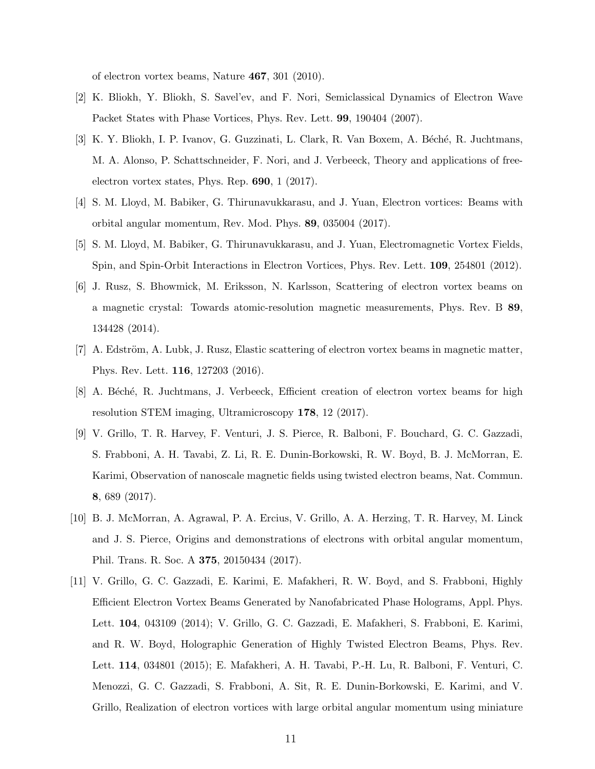of electron vortex beams, Nature **467**, 301 (2010).

[2] K. Bliokh, Y. Bliokh, S. Savel'ev, and F. Nori, Semiclassical Dynamics of Electron Wave Packet States with Phase Vortices, Phys. Rev. Lett. **99**, 190404 (2007).

[3] K. Y. Bliokh, I. P. Ivanov, G. Guzzinati, L. Clark, R. Van Boxem, A. Béché, R. Juchtmans, M. A. Alonso, P. Schattschneider, F. Nori, and J. Verbeeck, Theory and applications of free-electron vortex states, Phys. Rep. **690**, 1 (2017).

[4] S. M. Lloyd, M. Babiker, G. Thirunavukkarasu, and J. Yuan, Electron vortices: Beams with orbital angular momentum, Rev. Mod. Phys. **89**, 035004 (2017).

[5] S. M. Lloyd, M. Babiker, G. Thirunavukkarasu, and J. Yuan, Electromagnetic Vortex Fields, Spin, and Spin-Orbit Interactions in Electron Vortices, Phys. Rev. Lett. **109**, 254801 (2012).

[6] J. Rusz, S. Bhowmick, M. Eriksson, N. Karlsson, Scattering of electron vortex beams on a magnetic crystal: Towards atomic-resolution magnetic measurements, Phys. Rev. B **89**, 134428 (2014).

[7] A. Edström, A. Lubk, J. Rusz, Elastic scattering of electron vortex beams in magnetic matter, Phys. Rev. Lett. **116**, 127203 (2016).

[8] A. Béché, R. Juchtmans, J. Verbeeck, Efficient creation of electron vortex beams for high resolution STEM imaging, Ultramicroscopy **178**, 12 (2017).

[9] V. Grillo, T. R. Harvey, F. Venturi, J. S. Pierce, R. Balboni, F. Bouchard, G. C. Gazzadi, S. Frabboni, A. H. Tavabi, Z. Li, R. E. Dunin-Borkowski, R. W. Boyd, B. J. McMorran, E. Karimi, Observation of nanoscale magnetic fields using twisted electron beams, Nat. Commun. **8**, 689 (2017).

[10] B. J. McMorran, A. Agrawal, P. A. Ercius, V. Grillo, A. A. Herzing, T. R. Harvey, M. Linck and J. S. Pierce, Origins and demonstrations of electrons with orbital angular momentum, Phil. Trans. R. Soc. A **375**, 20150434 (2017).

[11] V. Grillo, G. C. Gazzadi, E. Karimi, E. Mafakheri, R. W. Boyd, and S. Frabboni, Highly Efficient Electron Vortex Beams Generated by Nanofabricated Phase Holograms, Appl. Phys. Lett. **104**, 043109 (2014); V. Grillo, G. C. Gazzadi, E. Mafakheri, S. Frabboni, E. Karimi, and R. W. Boyd, Holographic Generation of Highly Twisted Electron Beams, Phys. Rev. Lett. **114**, 034801 (2015); E. Mafakheri, A. H. Tavabi, P.-H. Lu, R. Balboni, F. Venturi, C. Menozzi, G. C. Gazzadi, S. Frabboni, A. Sit, R. E. Dunin-Borkowski, E. Karimi, and V. Grillo, Realization of electron vortices with large orbital angular momentum using miniature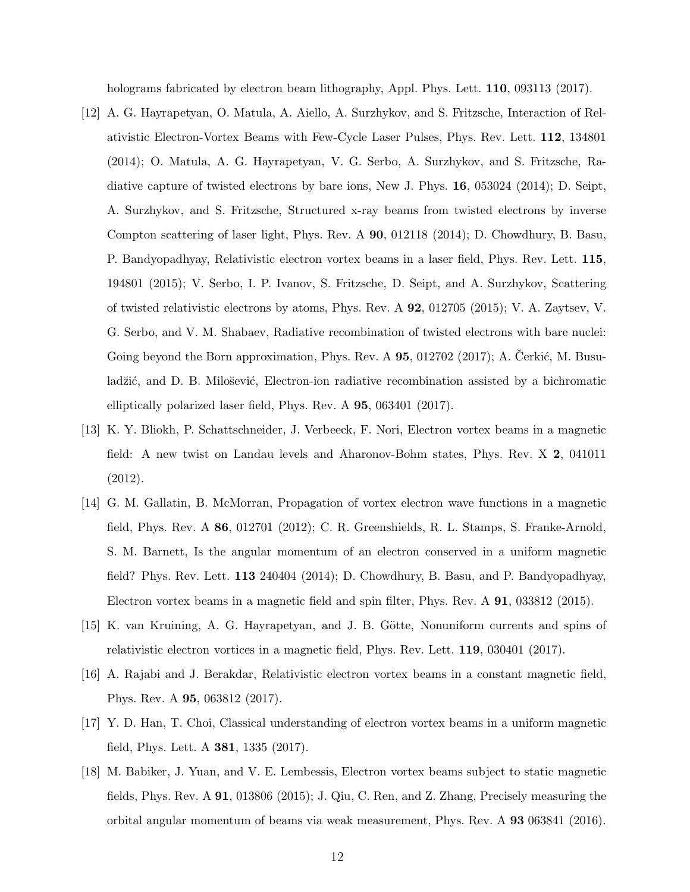holograms fabricated by electron beam lithography, Appl. Phys. Lett. **110**, 093113 (2017).

[12] A. G. Hayrapetyan, O. Matula, A. Aiello, A. Surzhykov, and S. Fritzsche, Interaction of Relativistic Electron-Vortex Beams with Few-Cycle Laser Pulses, Phys. Rev. Lett. **112**, 134801 (2014); O. Matula, A. G. Hayrapetyan, V. G. Serbo, A. Surzhykov, and S. Fritzsche, Radiative capture of twisted electrons by bare ions, New J. Phys. **16**, 053024 (2014); D. Seipt, A. Surzhykov, and S. Fritzsche, Structured x-ray beams from twisted electrons by inverse Compton scattering of laser light, Phys. Rev. A **90**, 012118 (2014); D. Chowdhury, B. Basu, P. Bandyopadhyay, Relativistic electron vortex beams in a laser field, Phys. Rev. Lett. **115**, 194801 (2015); V. Serbo, I. P. Ivanov, S. Fritzsche, D. Seipt, and A. Surzhykov, Scattering of twisted relativistic electrons by atoms, Phys. Rev. A **92**, 012705 (2015); V. A. Zaytsev, V. G. Serbo, and V. M. Shabaev, Radiative recombination of twisted electrons with bare nuclei: Going beyond the Born approximation, Phys. Rev. A **95**, 012702 (2017); A. Čerkić, M. Busuladžić, and D. B. Milošević, Electron-ion radiative recombination assisted by a bichromatic elliptically polarized laser field, Phys. Rev. A **95**, 063401 (2017).

[13] K. Y. Bliokh, P. Schattschneider, J. Verbeeck, F. Nori, Electron vortex beams in a magnetic field: A new twist on Landau levels and Aharonov-Bohm states, Phys. Rev. X **2**, 041011 (2012).

[14] G. M. Gallatin, B. McMorran, Propagation of vortex electron wave functions in a magnetic field, Phys. Rev. A **86**, 012701 (2012); C. R. Greenshields, R. L. Stamps, S. Franke-Arnold, S. M. Barnett, Is the angular momentum of an electron conserved in a uniform magnetic field? Phys. Rev. Lett. **113** 240404 (2014); D. Chowdhury, B. Basu, and P. Bandyopadhyay, Electron vortex beams in a magnetic field and spin filter, Phys. Rev. A **91**, 033812 (2015).

[15] K. van Kruining, A. G. Hayrapetyan, and J. B. Götte, Nonuniform currents and spins of relativistic electron vortices in a magnetic field, Phys. Rev. Lett. **119**, 030401 (2017).

[16] A. Rajabi and J. Berakdar, Relativistic electron vortex beams in a constant magnetic field, Phys. Rev. A **95**, 063812 (2017).

[17] Y. D. Han, T. Choi, Classical understanding of electron vortex beams in a uniform magnetic field, Phys. Lett. A **381**, 1335 (2017).

[18] M. Babiker, J. Yuan, and V. E. Lembessis, Electron vortex beams subject to static magnetic fields, Phys. Rev. A **91**, 013806 (2015); J. Qiu, C. Ren, and Z. Zhang, Precisely measuring the orbital angular momentum of beams via weak measurement, Phys. Rev. A **93** 063841 (2016).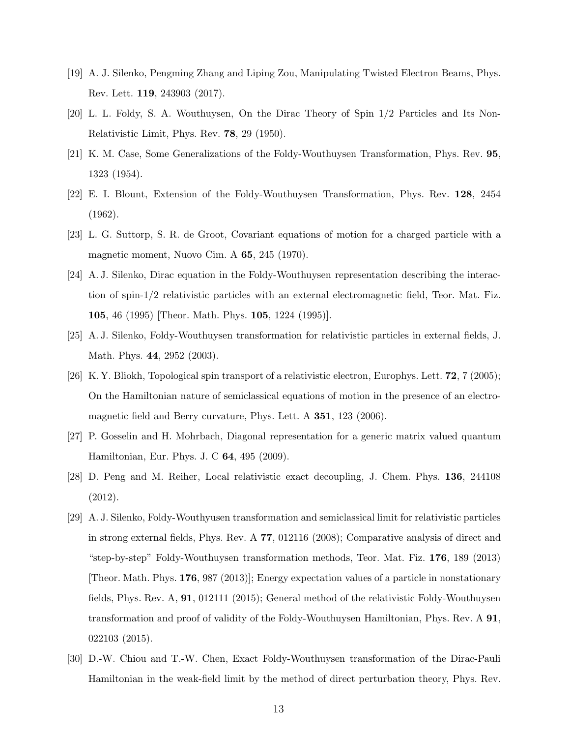[19] A. J. Silenko, Pengming Zhang and Liping Zou, Manipulating Twisted Electron Beams, Phys. Rev. Lett. **119**, 243903 (2017).

[20] L. L. Foldy, S. A. Wouthuysen, On the Dirac Theory of Spin 1/2 Particles and Its Non-Relativistic Limit, Phys. Rev. **78**, 29 (1950).

[21] K. M. Case, Some Generalizations of the Foldy-Wouthuysen Transformation, Phys. Rev. **95**, 1323 (1954).

[22] E. I. Blount, Extension of the Foldy-Wouthuysen Transformation, Phys. Rev. **128**, 2454 (1962).

[23] L. G. Suttorp, S. R. de Groot, Covariant equations of motion for a charged particle with a magnetic moment, Nuovo Cim. A **65**, 245 (1970).

[24] A. J. Silenko, Dirac equation in the Foldy-Wouthuysen representation describing the interaction of spin-1/2 relativistic particles with an external electromagnetic field, Teor. Mat. Fiz. **105**, 46 (1995) [Theor. Math. Phys. **105**, 1224 (1995)].

[25] A. J. Silenko, Foldy-Wouthuysen transformation for relativistic particles in external fields, J. Math. Phys. **44**, 2952 (2003).

[26] K. Y. Bliokh, Topological spin transport of a relativistic electron, Europhys. Lett. **72**, 7 (2005); On the Hamiltonian nature of semiclassical equations of motion in the presence of an electromagnetic field and Berry curvature, Phys. Lett. A **351**, 123 (2006).

[27] P. Gosselin and H. Mohrbach, Diagonal representation for a generic matrix valued quantum Hamiltonian, Eur. Phys. J. C **64**, 495 (2009).

[28] D. Peng and M. Reiher, Local relativistic exact decoupling, J. Chem. Phys. **136**, 244108 (2012).

[29] A. J. Silenko, Foldy-Wouthyusen transformation and semiclassical limit for relativistic particles in strong external fields, Phys. Rev. A **77**, 012116 (2008); Comparative analysis of direct and "step-by-step" Foldy-Wouthuysen transformation methods, Teor. Mat. Fiz. **176**, 189 (2013) [Theor. Math. Phys. **176**, 987 (2013)]; Energy expectation values of a particle in nonstationary fields, Phys. Rev. A, **91**, 012111 (2015); General method of the relativistic Foldy-Wouthuysen transformation and proof of validity of the Foldy-Wouthuysen Hamiltonian, Phys. Rev. A **91**, 022103 (2015).

[30] D.-W. Chiou and T.-W. Chen, Exact Foldy-Wouthuysen transformation of the Dirac-Pauli Hamiltonian in the weak-field limit by the method of direct perturbation theory, Phys. Rev.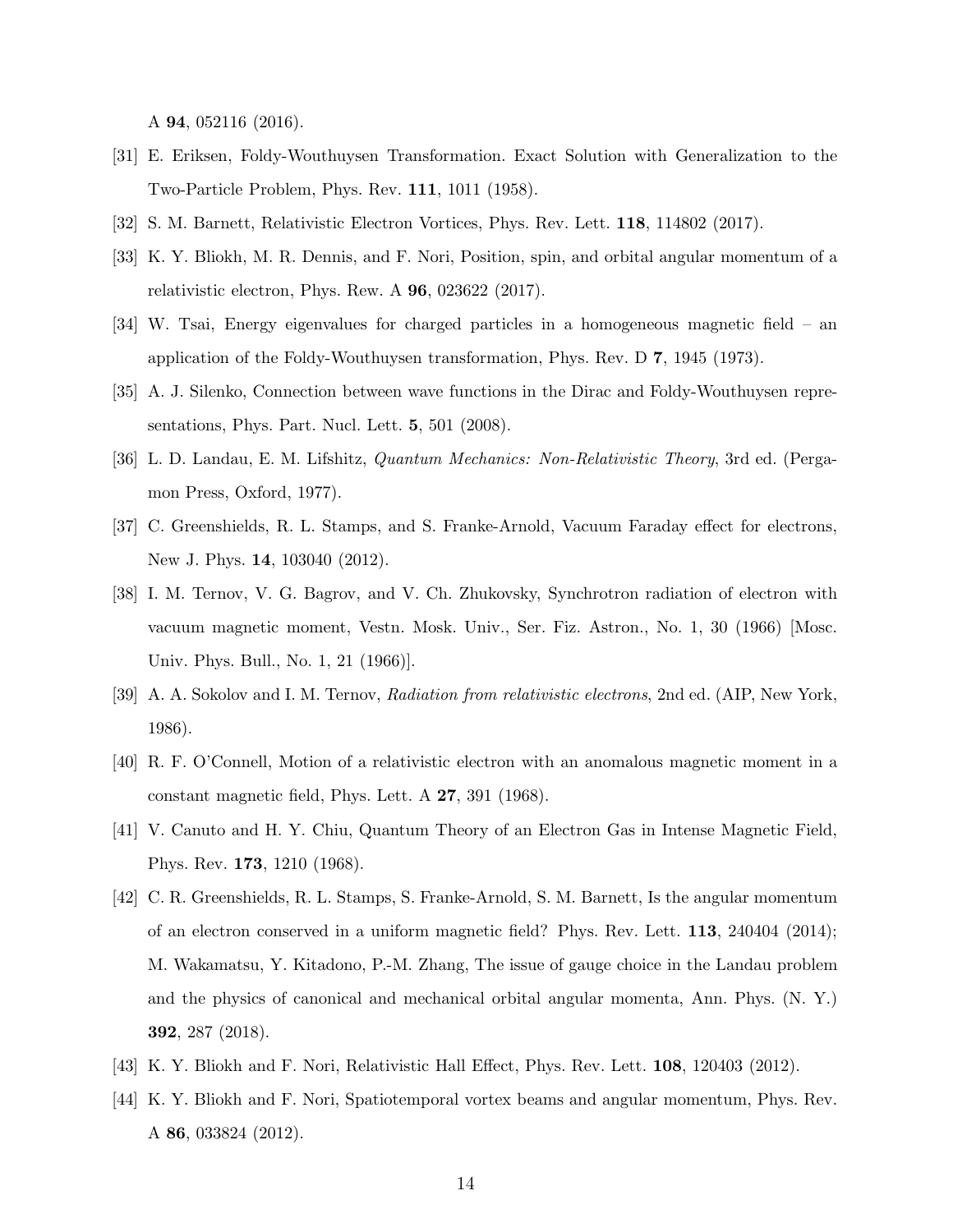A **94**, 052116 (2016).

[31] E. Eriksen, Foldy-Wouthuysen Transformation. Exact Solution with Generalization to the Two-Particle Problem, Phys. Rev. **111**, 1011 (1958).

[32] S. M. Barnett, Relativistic Electron Vortices, Phys. Rev. Lett. **118**, 114802 (2017).

[33] K. Y. Bliokh, M. R. Dennis, and F. Nori, Position, spin, and orbital angular momentum of a relativistic electron, Phys. Rew. A **96**, 023622 (2017).

[34] W. Tsai, Energy eigenvalues for charged particles in a homogeneous magnetic field – an application of the Foldy-Wouthuysen transformation, Phys. Rev. D **7**, 1945 (1973).

[35] A. J. Silenko, Connection between wave functions in the Dirac and Foldy-Wouthuysen representations, Phys. Part. Nucl. Lett. **5**, 501 (2008).

[36] L. D. Landau, E. M. Lifshitz, *Quantum Mechanics: Non-Relativistic Theory*, 3rd ed. (Pergamon Press, Oxford, 1977).

[37] C. Greenshields, R. L. Stamps, and S. Franke-Arnold, Vacuum Faraday effect for electrons, New J. Phys. **14**, 103040 (2012).

[38] I. M. Ternov, V. G. Bagrov, and V. Ch. Zhukovsky, Synchrotron radiation of electron with vacuum magnetic moment, Vestn. Mosk. Univ., Ser. Fiz. Astron., No. 1, 30 (1966) [Mosc. Univ. Phys. Bull., No. 1, 21 (1966)].

[39] A. A. Sokolov and I. M. Ternov, *Radiation from relativistic electrons*, 2nd ed. (AIP, New York, 1986).

[40] R. F. O'Connell, Motion of a relativistic electron with an anomalous magnetic moment in a constant magnetic field, Phys. Lett. A **27**, 391 (1968).

[41] V. Canuto and H. Y. Chiu, Quantum Theory of an Electron Gas in Intense Magnetic Field, Phys. Rev. **173**, 1210 (1968).

[42] C. R. Greenshields, R. L. Stamps, S. Franke-Arnold, S. M. Barnett, Is the angular momentum of an electron conserved in a uniform magnetic field? Phys. Rev. Lett. **113**, 240404 (2014); M. Wakamatsu, Y. Kitadono, P.-M. Zhang, The issue of gauge choice in the Landau problem and the physics of canonical and mechanical orbital angular momenta, Ann. Phys. (N. Y.) **392**, 287 (2018).

[43] K. Y. Bliokh and F. Nori, Relativistic Hall Effect, Phys. Rev. Lett. **108**, 120403 (2012).

[44] K. Y. Bliokh and F. Nori, Spatiotemporal vortex beams and angular momentum, Phys. Rev. A **86**, 033824 (2012).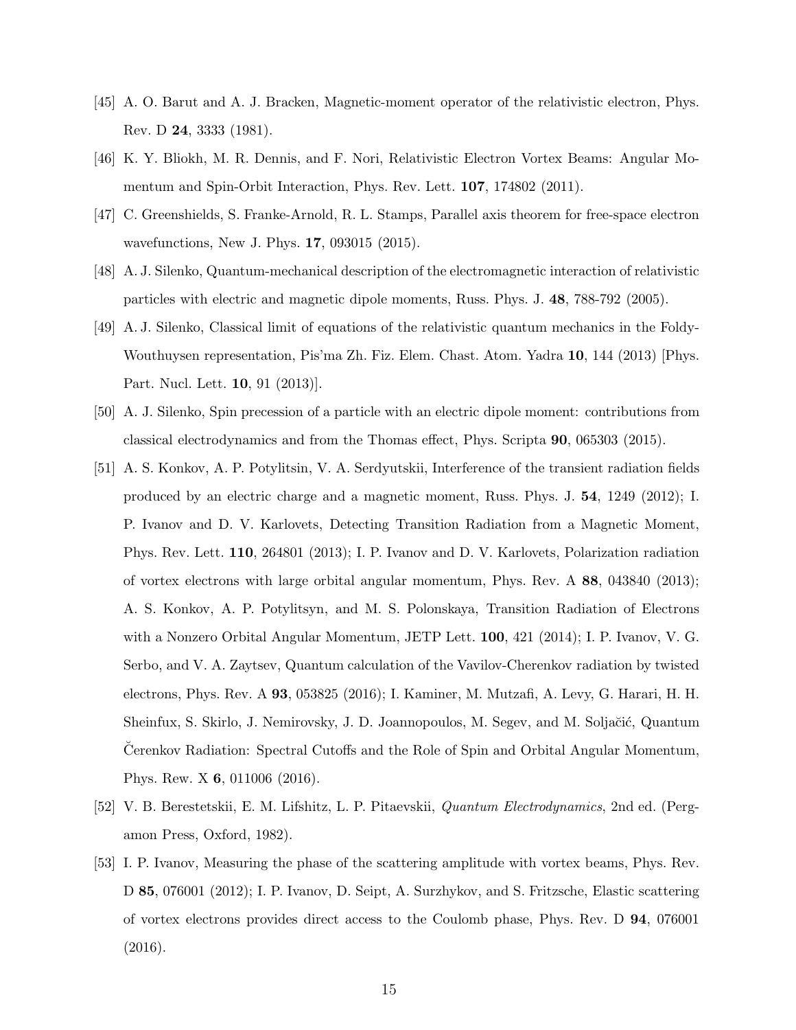[45] A. O. Barut and A. J. Bracken, Magnetic-moment operator of the relativistic electron, Phys. Rev. D **24**, 3333 (1981).

[46] K. Y. Bliokh, M. R. Dennis, and F. Nori, Relativistic Electron Vortex Beams: Angular Momentum and Spin-Orbit Interaction, Phys. Rev. Lett. **107**, 174802 (2011).

[47] C. Greenshields, S. Franke-Arnold, R. L. Stamps, Parallel axis theorem for free-space electron wavefunctions, New J. Phys. **17**, 093015 (2015).

[48] A. J. Silenko, Quantum-mechanical description of the electromagnetic interaction of relativistic particles with electric and magnetic dipole moments, Russ. Phys. J. **48**, 788-792 (2005).

[49] A. J. Silenko, Classical limit of equations of the relativistic quantum mechanics in the Foldy-Wouthuysen representation, Pis'ma Zh. Fiz. Elem. Chast. Atom. Yadra **10**, 144 (2013) [Phys. Part. Nucl. Lett. **10**, 91 (2013)].

[50] A. J. Silenko, Spin precession of a particle with an electric dipole moment: contributions from classical electrodynamics and from the Thomas effect, Phys. Scripta **90**, 065303 (2015).

[51] A. S. Konkov, A. P. Potylitsin, V. A. Serdyutskii, Interference of the transient radiation fields produced by an electric charge and a magnetic moment, Russ. Phys. J. **54**, 1249 (2012); I. P. Ivanov and D. V. Karlovets, Detecting Transition Radiation from a Magnetic Moment, Phys. Rev. Lett. **110**, 264801 (2013); I. P. Ivanov and D. V. Karlovets, Polarization radiation of vortex electrons with large orbital angular momentum, Phys. Rev. A **88**, 043840 (2013); A. S. Konkov, A. P. Potylitsyn, and M. S. Polonskaya, Transition Radiation of Electrons with a Nonzero Orbital Angular Momentum, JETP Lett. **100**, 421 (2014); I. P. Ivanov, V. G. Serbo, and V. A. Zaytsev, Quantum calculation of the Vavilov-Cherenkov radiation by twisted electrons, Phys. Rev. A **93**, 053825 (2016); I. Kaminer, M. Mutzafi, A. Levy, G. Harari, H. H. Sheinfux, S. Skirlo, J. Nemirovsky, J. D. Joannopoulos, M. Segev, and M. Soljačić, Quantum Čerenkov Radiation: Spectral Cutoffs and the Role of Spin and Orbital Angular Momentum, Phys. Rew. X **6**, 011006 (2016).

[52] V. B. Berestetskii, E. M. Lifshitz, L. P. Pitaevskii, *Quantum Electrodynamics*, 2nd ed. (Pergamon Press, Oxford, 1982).

[53] I. P. Ivanov, Measuring the phase of the scattering amplitude with vortex beams, Phys. Rev. D **85**, 076001 (2012); I. P. Ivanov, D. Seipt, A. Surzhykov, and S. Fritzsche, Elastic scattering of vortex electrons provides direct access to the Coulomb phase, Phys. Rev. D **94**, 076001 (2016).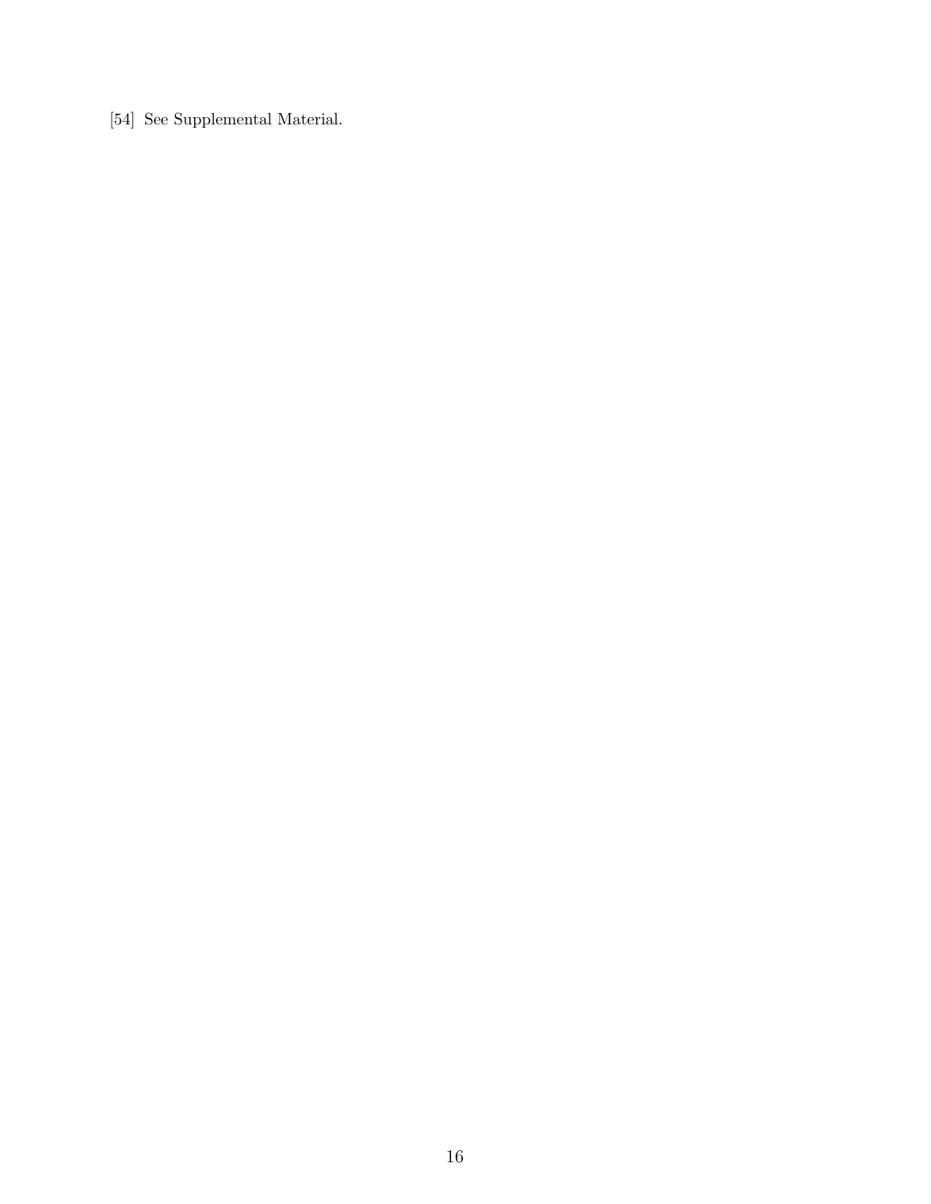[54] See Supplemental Material.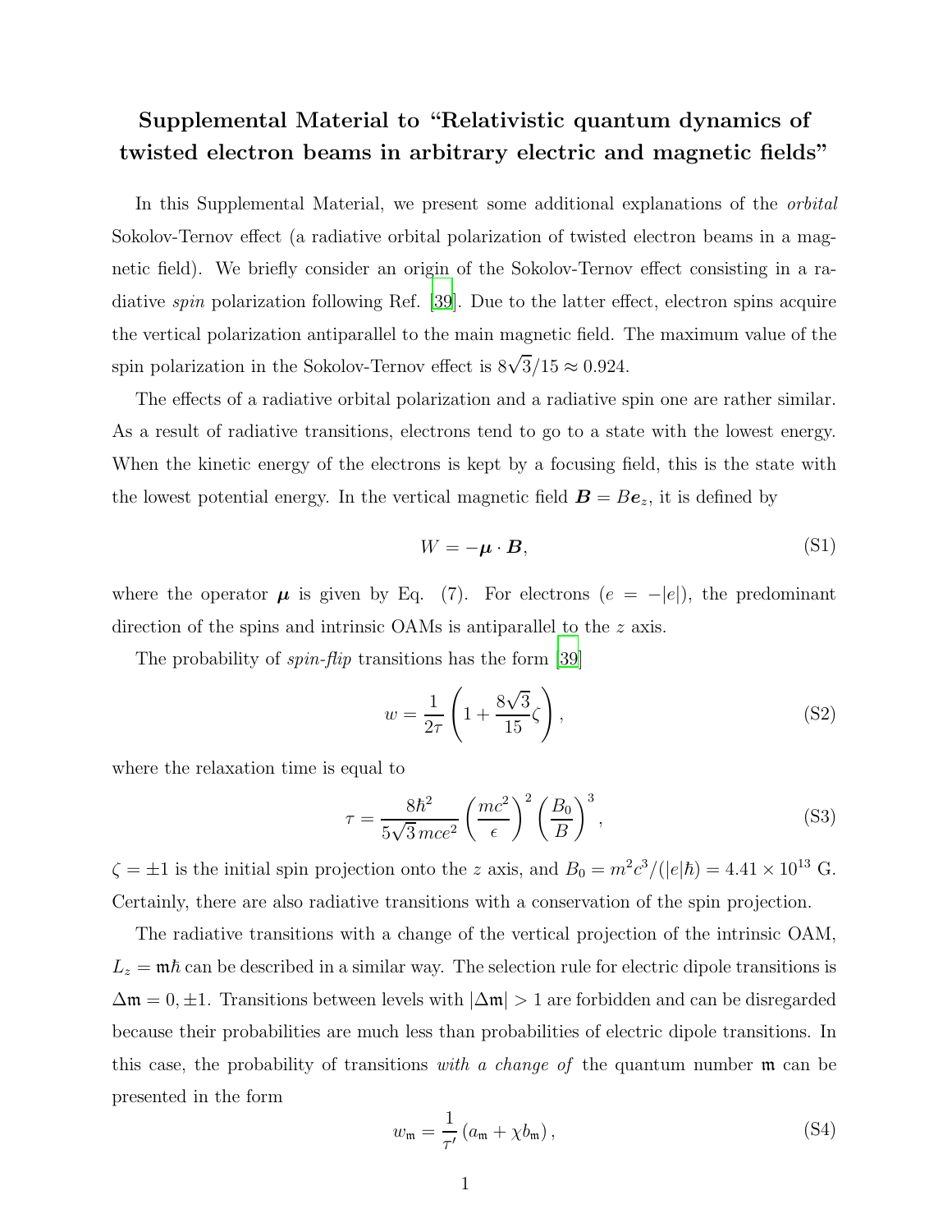# Supplemental Material to "Relativistic quantum dynamics of twisted electron beams in arbitrary electric and magnetic fields"

In this Supplemental Material, we present some additional explanations of the *orbital* Sokolov-Ternov effect (a radiative orbital polarization of twisted electron beams in a magnetic field). We briefly consider an origin of the Sokolov-Ternov effect consisting in a radiative *spin* polarization following Ref. [39]. Due to the latter effect, electron spins acquire the vertical polarization antiparallel to the main magnetic field. The maximum value of the spin polarization in the Sokolov-Ternov effect is $8\sqrt{3}/15 \approx 0.924$.

The effects of a radiative orbital polarization and a radiative spin one are rather similar. As a result of radiative transitions, electrons tend to go to a state with the lowest energy. When the kinetic energy of the electrons is kept by a focusing field, this is the state with the lowest potential energy. In the vertical magnetic field $\boldsymbol{B} = B\boldsymbol{e}_z$, it is defined by

$$W = -\boldsymbol{\mu} \cdot \boldsymbol{B}, \tag{S1}$$

where the operator $\boldsymbol{\mu}$ is given by Eq. (7). For electrons ($e = -|e|$), the predominant direction of the spins and intrinsic OAMs is antiparallel to the $z$ axis.

The probability of *spin-flip* transitions has the form [39]

$$w = \frac{1}{2\tau}\left(1 + \frac{8\sqrt{3}}{15}\zeta\right), \tag{S2}$$

where the relaxation time is equal to

$$\tau = \frac{8\hbar^2}{5\sqrt{3}\,mce^2}\left(\frac{mc^2}{\epsilon}\right)^2\left(\frac{B_0}{B}\right)^3, \tag{S3}$$

$\zeta = \pm 1$ is the initial spin projection onto the $z$ axis, and $B_0 = m^2c^3/(|e|\hbar) = 4.41 \times 10^{13}$ G. Certainly, there are also radiative transitions with a conservation of the spin projection.

The radiative transitions with a change of the vertical projection of the intrinsic OAM, $L_z = \mathfrak{m}\hbar$ can be described in a similar way. The selection rule for electric dipole transitions is $\Delta\mathfrak{m} = 0, \pm 1$. Transitions between levels with $|\Delta\mathfrak{m}| > 1$ are forbidden and can be disregarded because their probabilities are much less than probabilities of electric dipole transitions. In this case, the probability of transitions *with a change of* the quantum number $\mathfrak{m}$ can be presented in the form

$$w_{\mathfrak{m}} = \frac{1}{\tau'}\left(a_{\mathfrak{m}} + \chi b_{\mathfrak{m}}\right), \tag{S4}$$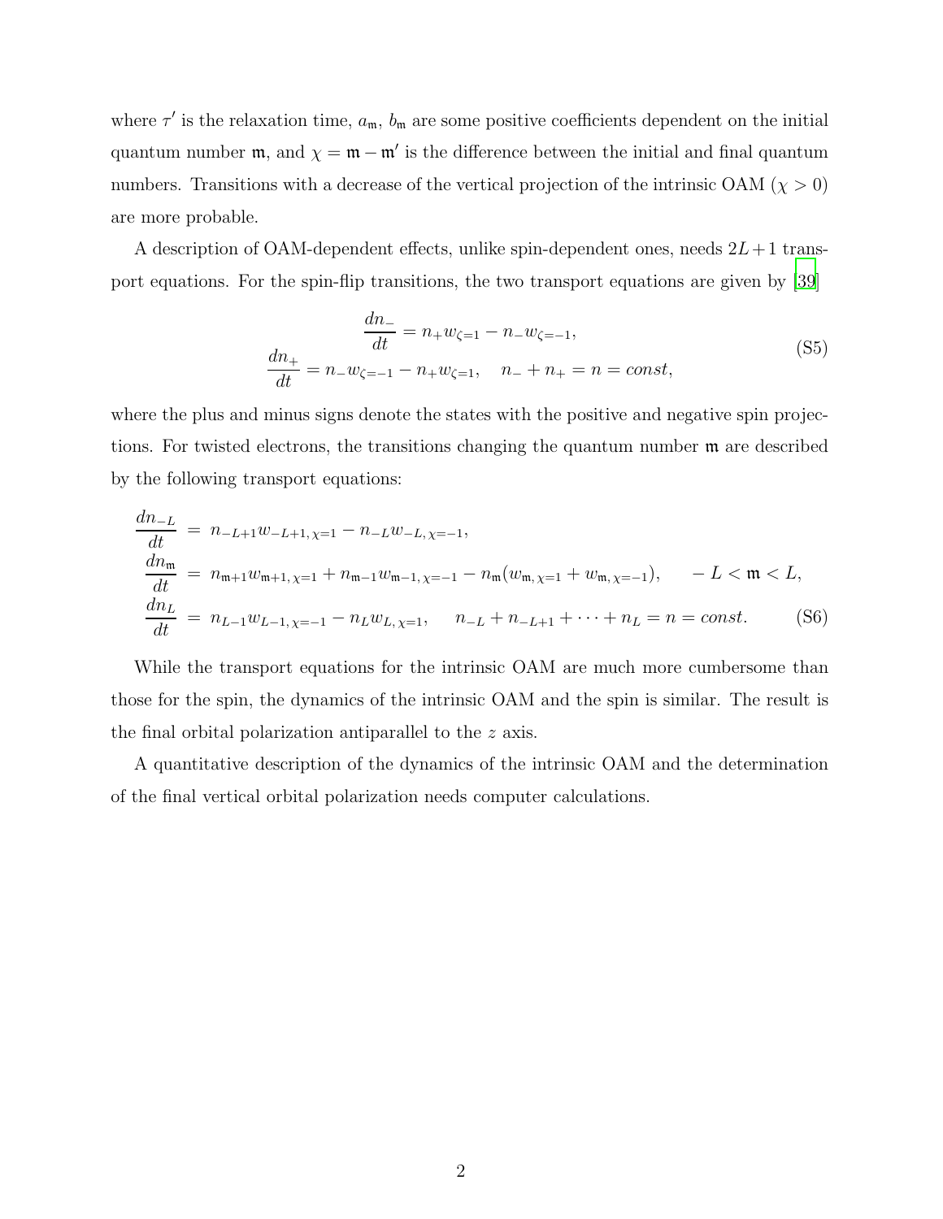where $\tau'$ is the relaxation time, $a_{\mathfrak{m}}$, $b_{\mathfrak{m}}$ are some positive coefficients dependent on the initial quantum number $\mathfrak{m}$, and $\chi = \mathfrak{m} - \mathfrak{m}'$ is the difference between the initial and final quantum numbers. Transitions with a decrease of the vertical projection of the intrinsic OAM ($\chi > 0$) are more probable.

A description of OAM-dependent effects, unlike spin-dependent ones, needs $2L+1$ transport equations. For the spin-flip transitions, the two transport equations are given by [39]

$$
\begin{gathered}
\frac{dn_-}{dt} = n_+ w_{\zeta=1} - n_- w_{\zeta=-1}, \\
\frac{dn_+}{dt} = n_- w_{\zeta=-1} - n_+ w_{\zeta=1}, \quad n_- + n_+ = n = const,
\end{gathered}
\tag{S5}
$$

where the plus and minus signs denote the states with the positive and negative spin projections. For twisted electrons, the transitions changing the quantum number $\mathfrak{m}$ are described by the following transport equations:

$$
\begin{aligned}
\frac{dn_{-L}}{dt} &= n_{-L+1} w_{-L+1,\,\chi=1} - n_{-L} w_{-L,\,\chi=-1}, \\
\frac{dn_{\mathfrak{m}}}{dt} &= n_{\mathfrak{m}+1} w_{\mathfrak{m}+1,\,\chi=1} + n_{\mathfrak{m}-1} w_{\mathfrak{m}-1,\,\chi=-1} - n_{\mathfrak{m}}(w_{\mathfrak{m},\,\chi=1} + w_{\mathfrak{m},\,\chi=-1}), \qquad -L < \mathfrak{m} < L, \\
\frac{dn_L}{dt} &= n_{L-1} w_{L-1,\,\chi=-1} - n_L w_{L,\,\chi=1}, \qquad n_{-L} + n_{-L+1} + \cdots + n_L = n = const.
\end{aligned}
\tag{S6}
$$

While the transport equations for the intrinsic OAM are much more cumbersome than those for the spin, the dynamics of the intrinsic OAM and the spin is similar. The result is the final orbital polarization antiparallel to the $z$ axis.

A quantitative description of the dynamics of the intrinsic OAM and the determination of the final vertical orbital polarization needs computer calculations.